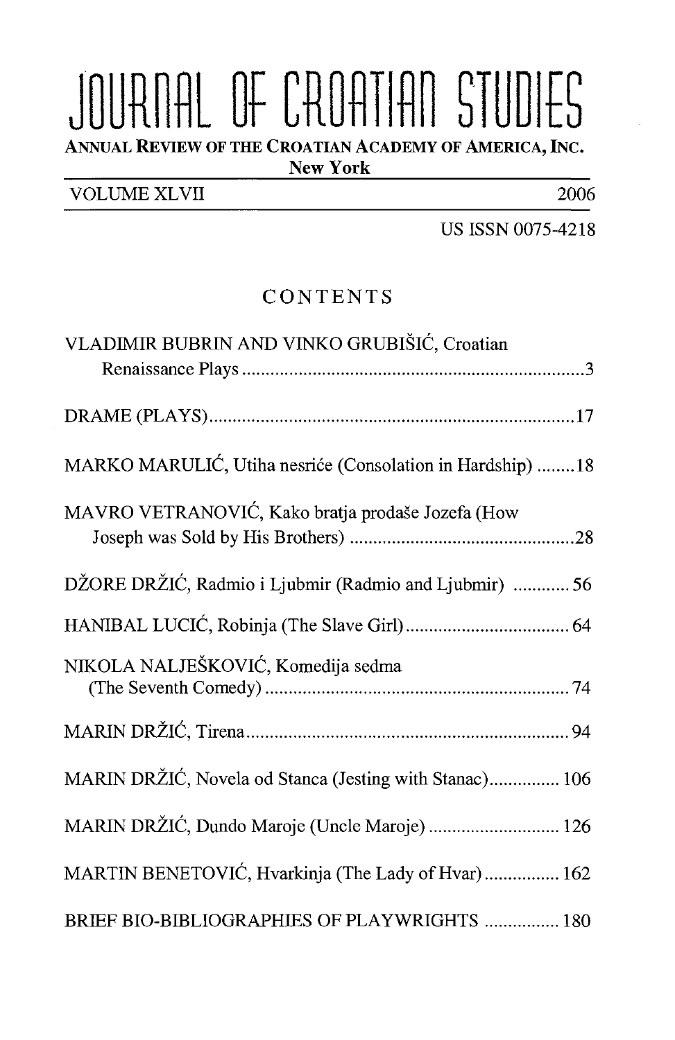# JOURNAL OF CROATIAN STUDIES

**ANNUAL REVIEW OF THE CROATIAN ACADEMY OF AMERICA, INC.**
**New York**

VOLUME XLVII — 2006

US ISSN 0075-4218

## CONTENTS

VLADIMIR BUBRIN AND VINKO GRUBIŠIĆ, Croatian Renaissance Plays .......... 3

DRAME (PLAYS) .......... 17

MARKO MARULIĆ, Utiha nesriće (Consolation in Hardship) .......... 18

MAVRO VETRANOVIĆ, Kako bratja prodaše Jozefa (How Joseph was Sold by His Brothers) .......... 28

DŽORE DRŽIĆ, Radmio i Ljubmir (Radmio and Ljubmir) .......... 56

HANIBAL LUCIĆ, Robinja (The Slave Girl) .......... 64

NIKOLA NALJEŠKOVIĆ, Komedija sedma (The Seventh Comedy) .......... 74

MARIN DRŽIĆ, Tirena .......... 94

MARIN DRŽIĆ, Novela od Stanca (Jesting with Stanac) .......... 106

MARIN DRŽIĆ, Dundo Maroje (Uncle Maroje) .......... 126

MARTIN BENETOVIĆ, Hvarkinja (The Lady of Hvar) .......... 162

BRIEF BIO-BIBLIOGRAPHIES OF PLAYWRIGHTS .......... 180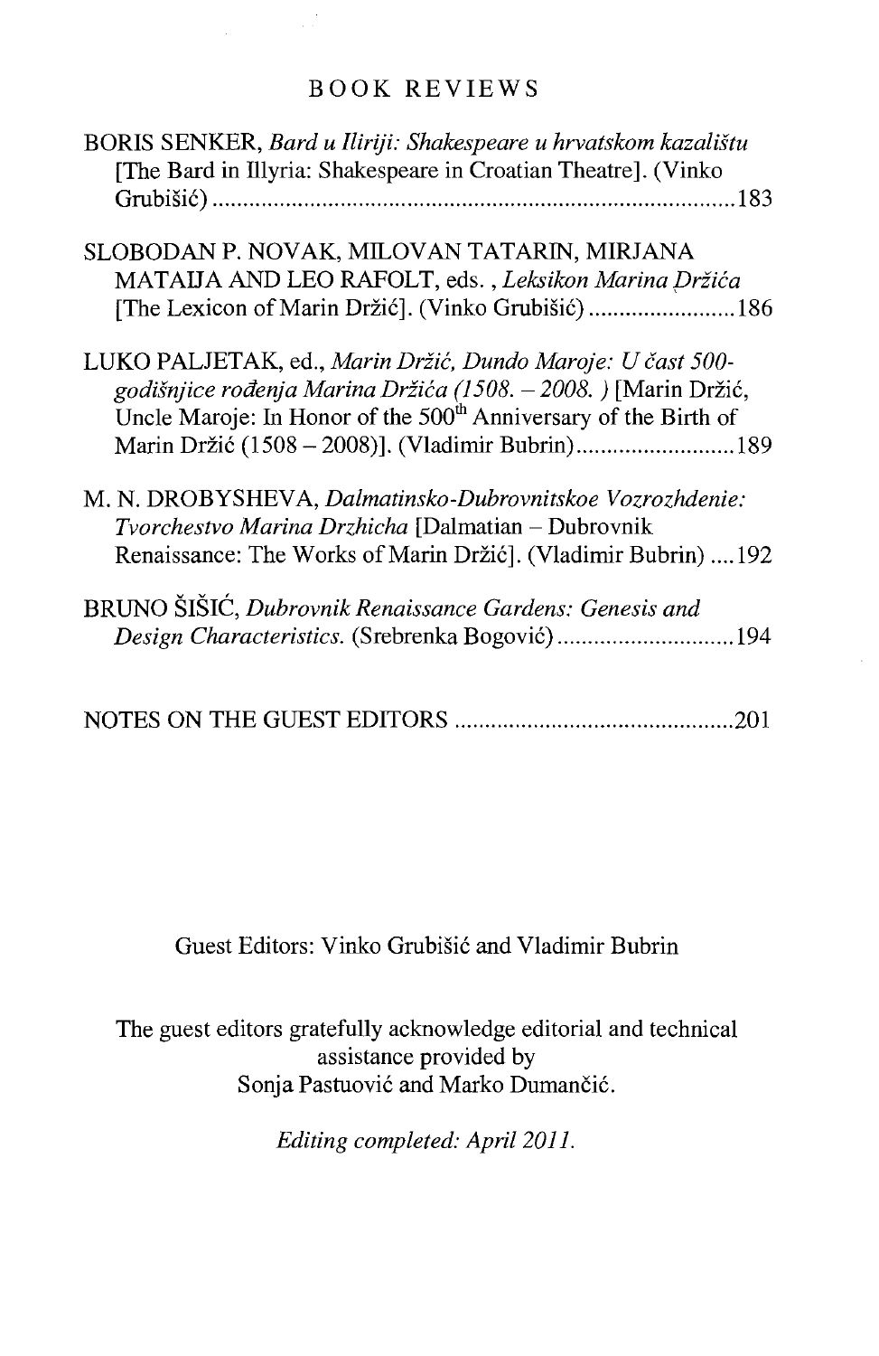## BOOK REVIEWS

BORIS SENKER, *Bard u Iliriji: Shakespeare u hrvatskom kazalištu* [The Bard in Illyria: Shakespeare in Croatian Theatre]. (Vinko Grubišić) ........................................ 183

SLOBODAN P. NOVAK, MILOVAN TATARIN, MIRJANA MATAIJA AND LEO RAFOLT, eds. , *Leksikon Marina Držića* [The Lexicon of Marin Držić]. (Vinko Grubišić) ........................ 186

LUKO PALJETAK, ed., *Marin Držić, Dundo Maroje: U čast 500-godišnjice rođenja Marina Držića (1508. – 2008. )* [Marin Držić, Uncle Maroje: In Honor of the 500th Anniversary of the Birth of Marin Držić (1508 – 2008)]. (Vladimir Bubrin) ........................ 189

M. N. DROBYSHEVA, *Dalmatinsko-Dubrovnitskoe Vozrozhdenie: Tvorchestvo Marina Drzhicha* [Dalmatian – Dubrovnik Renaissance: The Works of Marin Držić]. (Vladimir Bubrin) .... 192

BRUNO ŠIŠIĆ, *Dubrovnik Renaissance Gardens: Genesis and Design Characteristics.* (Srebrenka Bogović) ............................ 194

NOTES ON THE GUEST EDITORS ............................................ 201

Guest Editors: Vinko Grubišić and Vladimir Bubrin

The guest editors gratefully acknowledge editorial and technical assistance provided by Sonja Pastuović and Marko Dumančić.

*Editing completed: April 2011.*